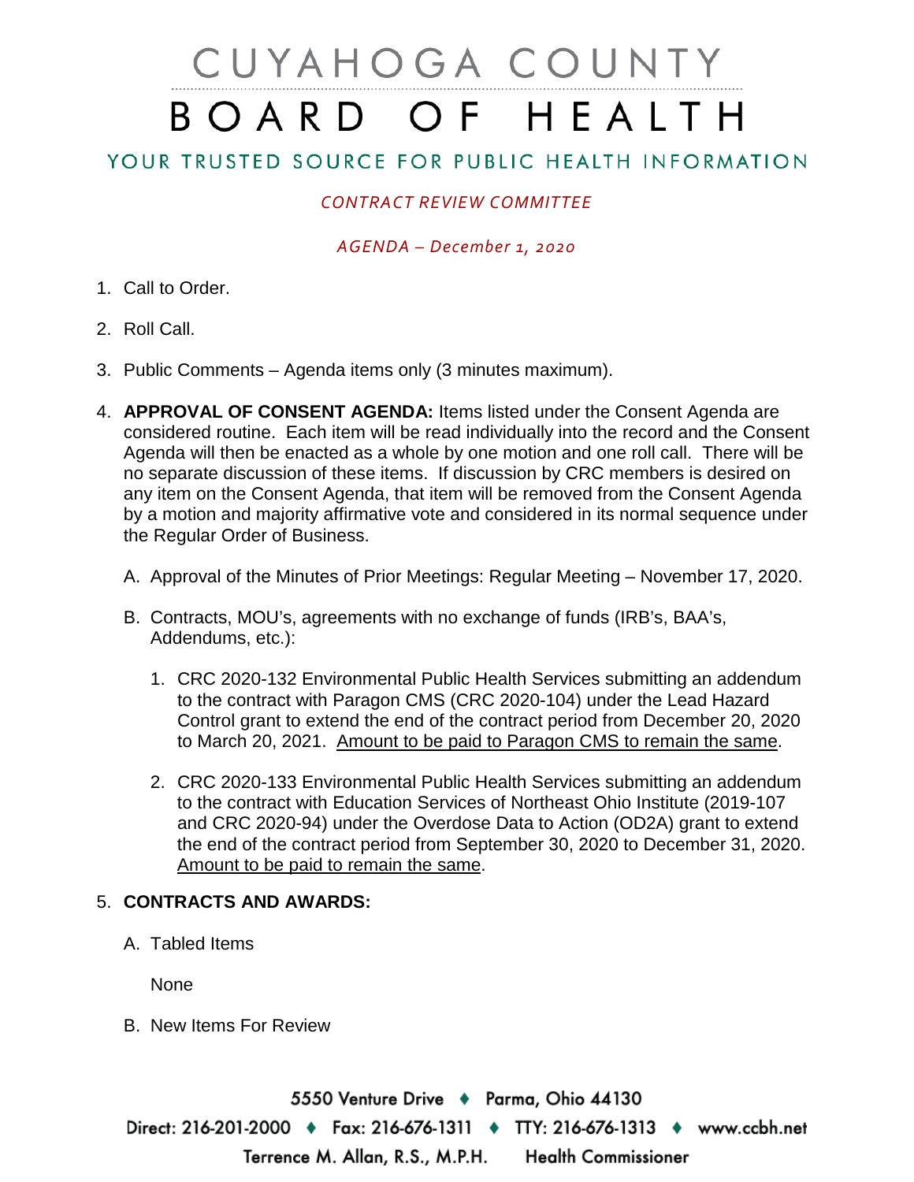# CUYAHOGA COUNTY BOARD OF HEALTH

## YOUR TRUSTED SOURCE FOR PUBLIC HEALTH INFORMATION

*CONTRACT REVIEW COMMITTEE*

*AGENDA – December 1, 2020*

1. Call to Order.
2. Roll Call.
3. Public Comments – Agenda items only (3 minutes maximum).
4. **APPROVAL OF CONSENT AGENDA:** Items listed under the Consent Agenda are considered routine. Each item will be read individually into the record and the Consent Agenda will then be enacted as a whole by one motion and one roll call. There will be no separate discussion of these items. If discussion by CRC members is desired on any item on the Consent Agenda, that item will be removed from the Consent Agenda by a motion and majority affirmative vote and considered in its normal sequence under the Regular Order of Business.

   A. Approval of the Minutes of Prior Meetings: Regular Meeting – November 17, 2020.

   B. Contracts, MOU's, agreements with no exchange of funds (IRB's, BAA's, Addendums, etc.):

      1. CRC 2020-132 Environmental Public Health Services submitting an addendum to the contract with Paragon CMS (CRC 2020-104) under the Lead Hazard Control grant to extend the end of the contract period from December 20, 2020 to March 20, 2021. <u>Amount to be paid to Paragon CMS to remain the same</u>.

      2. CRC 2020-133 Environmental Public Health Services submitting an addendum to the contract with Education Services of Northeast Ohio Institute (2019-107 and CRC 2020-94) under the Overdose Data to Action (OD2A) grant to extend the end of the contract period from September 30, 2020 to December 31, 2020. <u>Amount to be paid to remain the same</u>.

5. **CONTRACTS AND AWARDS:**

   A. Tabled Items

      None

   B. New Items For Review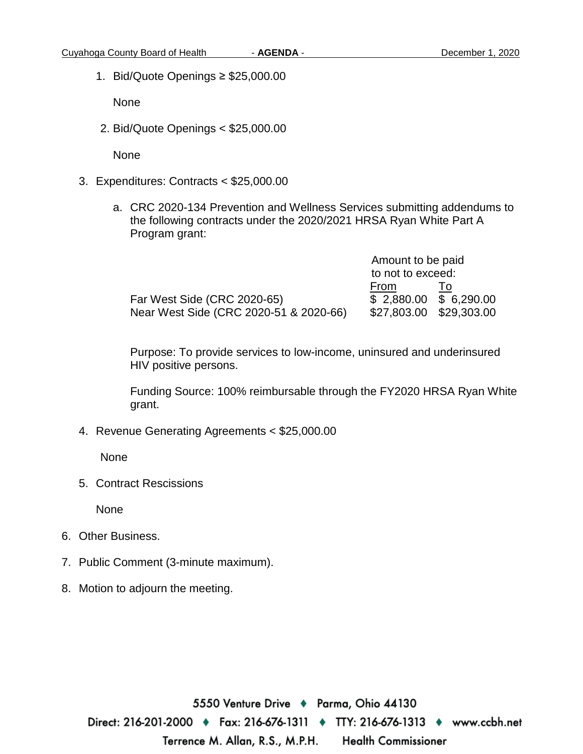1. Bid/Quote Openings ≥ $25,000.00

   None

2. Bid/Quote Openings < $25,000.00

   None

3. Expenditures: Contracts < $25,000.00

   a. CRC 2020-134 Prevention and Wellness Services submitting addendums to the following contracts under the 2020/2021 HRSA Ryan White Part A Program grant:

| | Amount to be paid to not to exceed: | |
|---|---|---|
| | From | To |
| Far West Side (CRC 2020-65) | $ 2,880.00 | $ 6,290.00 |
| Near West Side (CRC 2020-51 & 2020-66) | $27,803.00 | $29,303.00 |

   Purpose: To provide services to low-income, uninsured and underinsured HIV positive persons.

   Funding Source: 100% reimbursable through the FY2020 HRSA Ryan White grant.

4. Revenue Generating Agreements < $25,000.00

   None

5. Contract Rescissions

   None

6. Other Business.

7. Public Comment (3-minute maximum).

8. Motion to adjourn the meeting.

5550 Venture Drive ♦ Parma, Ohio 44130
Direct: 216-201-2000 ♦ Fax: 216-676-1311 ♦ TTY: 216-676-1313 ♦ www.ccbh.net
Terrence M. Allan, R.S., M.P.H. Health Commissioner